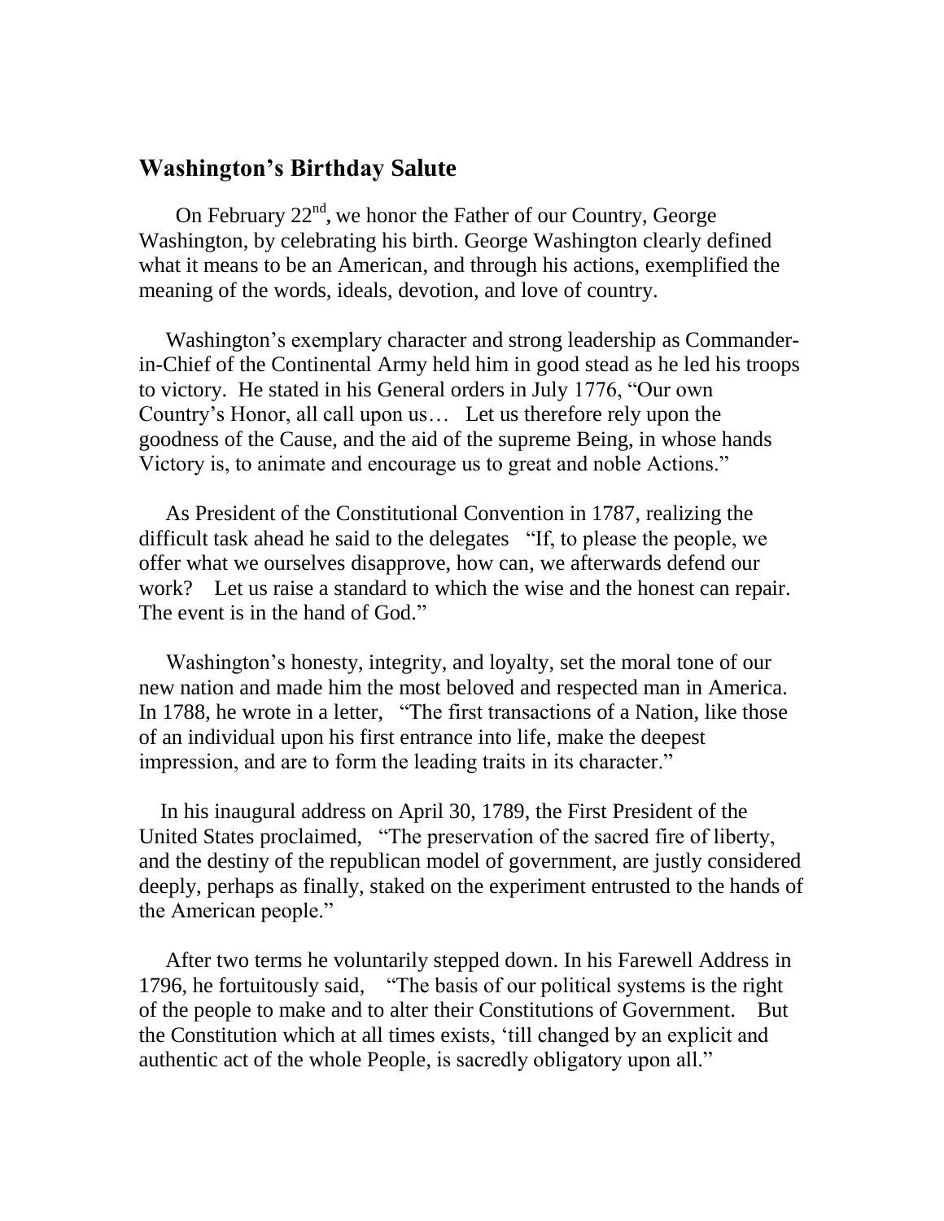## Washington's Birthday Salute

On February 22nd, we honor the Father of our Country, George Washington, by celebrating his birth. George Washington clearly defined what it means to be an American, and through his actions, exemplified the meaning of the words, ideals, devotion, and love of country.

Washington's exemplary character and strong leadership as Commander-in-Chief of the Continental Army held him in good stead as he led his troops to victory. He stated in his General orders in July 1776, "Our own Country's Honor, all call upon us… Let us therefore rely upon the goodness of the Cause, and the aid of the supreme Being, in whose hands Victory is, to animate and encourage us to great and noble Actions."

As President of the Constitutional Convention in 1787, realizing the difficult task ahead he said to the delegates "If, to please the people, we offer what we ourselves disapprove, how can, we afterwards defend our work? Let us raise a standard to which the wise and the honest can repair. The event is in the hand of God."

Washington's honesty, integrity, and loyalty, set the moral tone of our new nation and made him the most beloved and respected man in America. In 1788, he wrote in a letter, "The first transactions of a Nation, like those of an individual upon his first entrance into life, make the deepest impression, and are to form the leading traits in its character."

In his inaugural address on April 30, 1789, the First President of the United States proclaimed, "The preservation of the sacred fire of liberty, and the destiny of the republican model of government, are justly considered deeply, perhaps as finally, staked on the experiment entrusted to the hands of the American people."

After two terms he voluntarily stepped down. In his Farewell Address in 1796, he fortuitously said, "The basis of our political systems is the right of the people to make and to alter their Constitutions of Government. But the Constitution which at all times exists, 'till changed by an explicit and authentic act of the whole People, is sacredly obligatory upon all."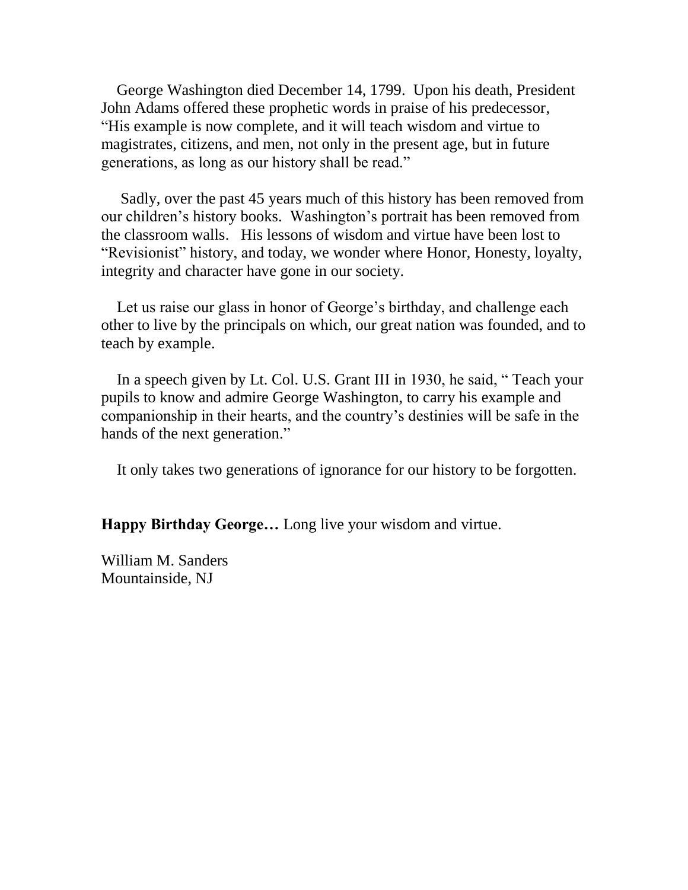George Washington died December 14, 1799. Upon his death, President John Adams offered these prophetic words in praise of his predecessor, "His example is now complete, and it will teach wisdom and virtue to magistrates, citizens, and men, not only in the present age, but in future generations, as long as our history shall be read."

Sadly, over the past 45 years much of this history has been removed from our children's history books. Washington's portrait has been removed from the classroom walls. His lessons of wisdom and virtue have been lost to "Revisionist" history, and today, we wonder where Honor, Honesty, loyalty, integrity and character have gone in our society.

Let us raise our glass in honor of George's birthday, and challenge each other to live by the principals on which, our great nation was founded, and to teach by example.

In a speech given by Lt. Col. U.S. Grant III in 1930, he said, " Teach your pupils to know and admire George Washington, to carry his example and companionship in their hearts, and the country's destinies will be safe in the hands of the next generation."

It only takes two generations of ignorance for our history to be forgotten.

**Happy Birthday George…** Long live your wisdom and virtue.

William M. Sanders
Mountainside, NJ